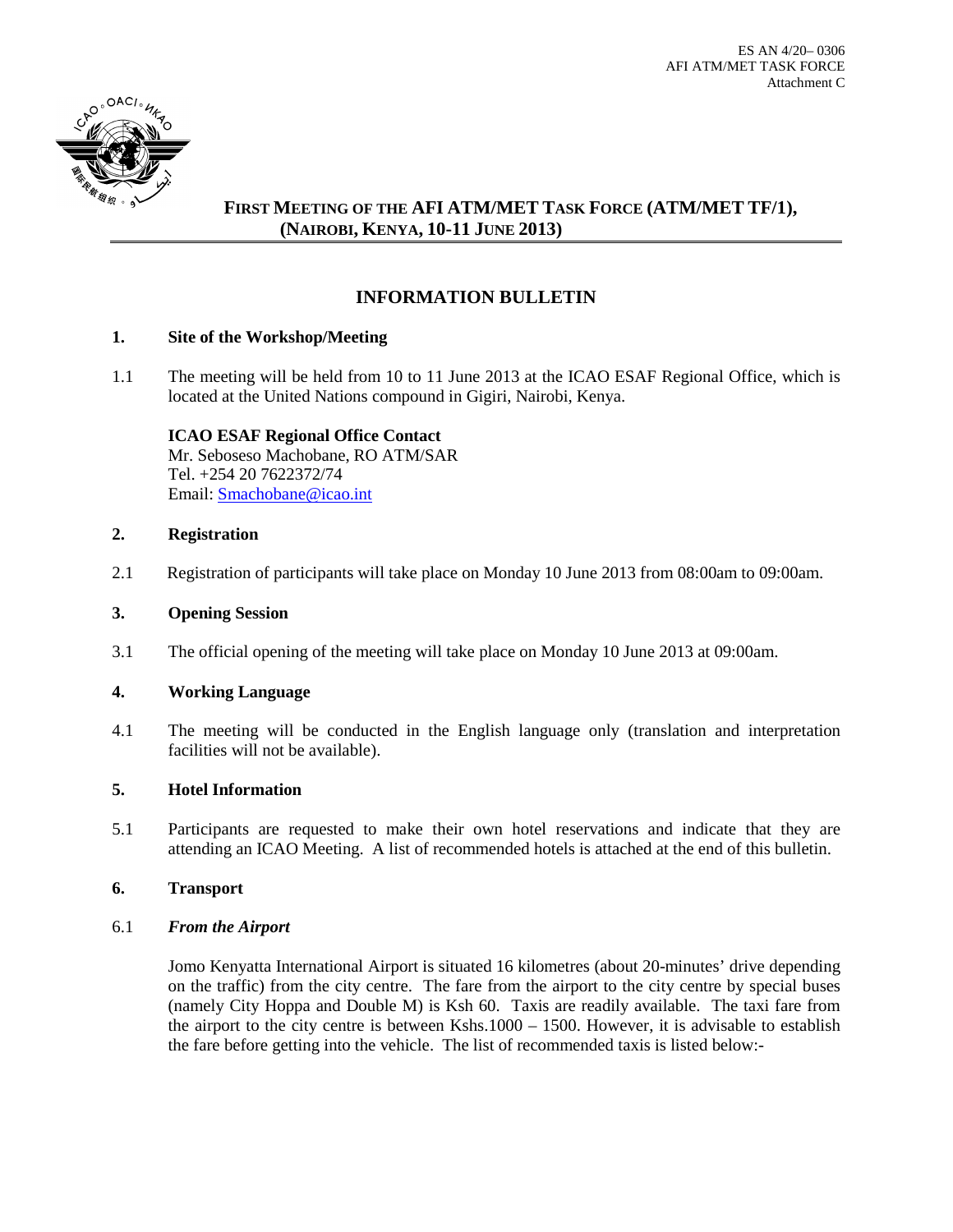ES AN 4/20– 0306
AFI ATM/MET TASK FORCE
Attachment C

# FIRST MEETING OF THE AFI ATM/MET TASK FORCE (ATM/MET TF/1), (NAIROBI, KENYA, 10-11 JUNE 2013)

## INFORMATION BULLETIN

### 1. Site of the Workshop/Meeting

1.1 The meeting will be held from 10 to 11 June 2013 at the ICAO ESAF Regional Office, which is located at the United Nations compound in Gigiri, Nairobi, Kenya.

**ICAO ESAF Regional Office Contact**
Mr. Seboseso Machobane, RO ATM/SAR
Tel. +254 20 7622372/74
Email: Smachobane@icao.int

### 2. Registration

2.1 Registration of participants will take place on Monday 10 June 2013 from 08:00am to 09:00am.

### 3. Opening Session

3.1 The official opening of the meeting will take place on Monday 10 June 2013 at 09:00am.

### 4. Working Language

4.1 The meeting will be conducted in the English language only (translation and interpretation facilities will not be available).

### 5. Hotel Information

5.1 Participants are requested to make their own hotel reservations and indicate that they are attending an ICAO Meeting. A list of recommended hotels is attached at the end of this bulletin.

### 6. Transport

6.1 ***From the Airport***

Jomo Kenyatta International Airport is situated 16 kilometres (about 20-minutes' drive depending on the traffic) from the city centre. The fare from the airport to the city centre by special buses (namely City Hoppa and Double M) is Ksh 60. Taxis are readily available. The taxi fare from the airport to the city centre is between Kshs.1000 – 1500. However, it is advisable to establish the fare before getting into the vehicle. The list of recommended taxis is listed below:-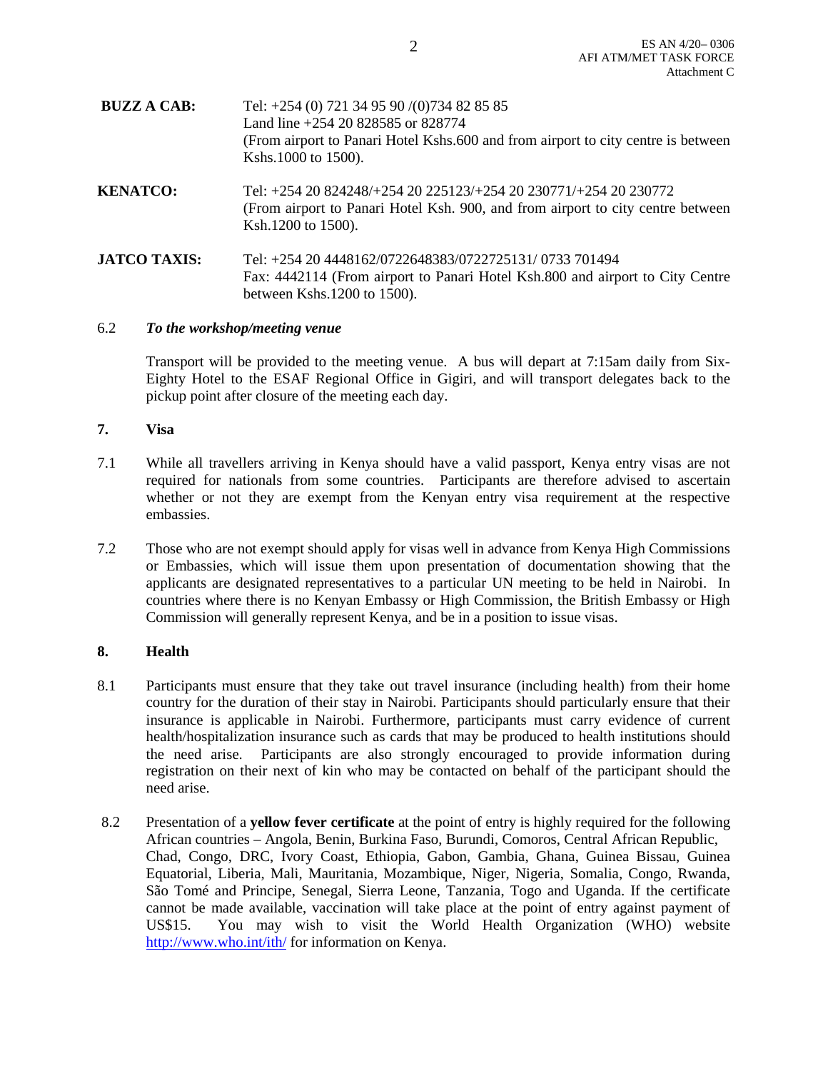**BUZZ A CAB:** Tel: +254 (0) 721 34 95 90 /(0)734 82 85 85
Land line +254 20 828585 or 828774
(From airport to Panari Hotel Kshs.600 and from airport to city centre is between Kshs.1000 to 1500).

**KENATCO:** Tel: +254 20 824248/+254 20 225123/+254 20 230771/+254 20 230772
(From airport to Panari Hotel Ksh. 900, and from airport to city centre between Ksh.1200 to 1500).

**JATCO TAXIS:** Tel: +254 20 4448162/0722648383/0722725131/ 0733 701494
Fax: 4442114 (From airport to Panari Hotel Ksh.800 and airport to City Centre between Kshs.1200 to 1500).

6.2 ***To the workshop/meeting venue***

Transport will be provided to the meeting venue. A bus will depart at 7:15am daily from Six-Eighty Hotel to the ESAF Regional Office in Gigiri, and will transport delegates back to the pickup point after closure of the meeting each day.

## 7. Visa

7.1 While all travellers arriving in Kenya should have a valid passport, Kenya entry visas are not required for nationals from some countries. Participants are therefore advised to ascertain whether or not they are exempt from the Kenyan entry visa requirement at the respective embassies.

7.2 Those who are not exempt should apply for visas well in advance from Kenya High Commissions or Embassies, which will issue them upon presentation of documentation showing that the applicants are designated representatives to a particular UN meeting to be held in Nairobi. In countries where there is no Kenyan Embassy or High Commission, the British Embassy or High Commission will generally represent Kenya, and be in a position to issue visas.

## 8. Health

8.1 Participants must ensure that they take out travel insurance (including health) from their home country for the duration of their stay in Nairobi. Participants should particularly ensure that their insurance is applicable in Nairobi. Furthermore, participants must carry evidence of current health/hospitalization insurance such as cards that may be produced to health institutions should the need arise. Participants are also strongly encouraged to provide information during registration on their next of kin who may be contacted on behalf of the participant should the need arise.

8.2 Presentation of a **yellow fever certificate** at the point of entry is highly required for the following African countries – Angola, Benin, Burkina Faso, Burundi, Comoros, Central African Republic, Chad, Congo, DRC, Ivory Coast, Ethiopia, Gabon, Gambia, Ghana, Guinea Bissau, Guinea Equatorial, Liberia, Mali, Mauritania, Mozambique, Niger, Nigeria, Somalia, Congo, Rwanda, São Tomé and Principe, Senegal, Sierra Leone, Tanzania, Togo and Uganda. If the certificate cannot be made available, vaccination will take place at the point of entry against payment of US$15. You may wish to visit the World Health Organization (WHO) website http://www.who.int/ith/ for information on Kenya.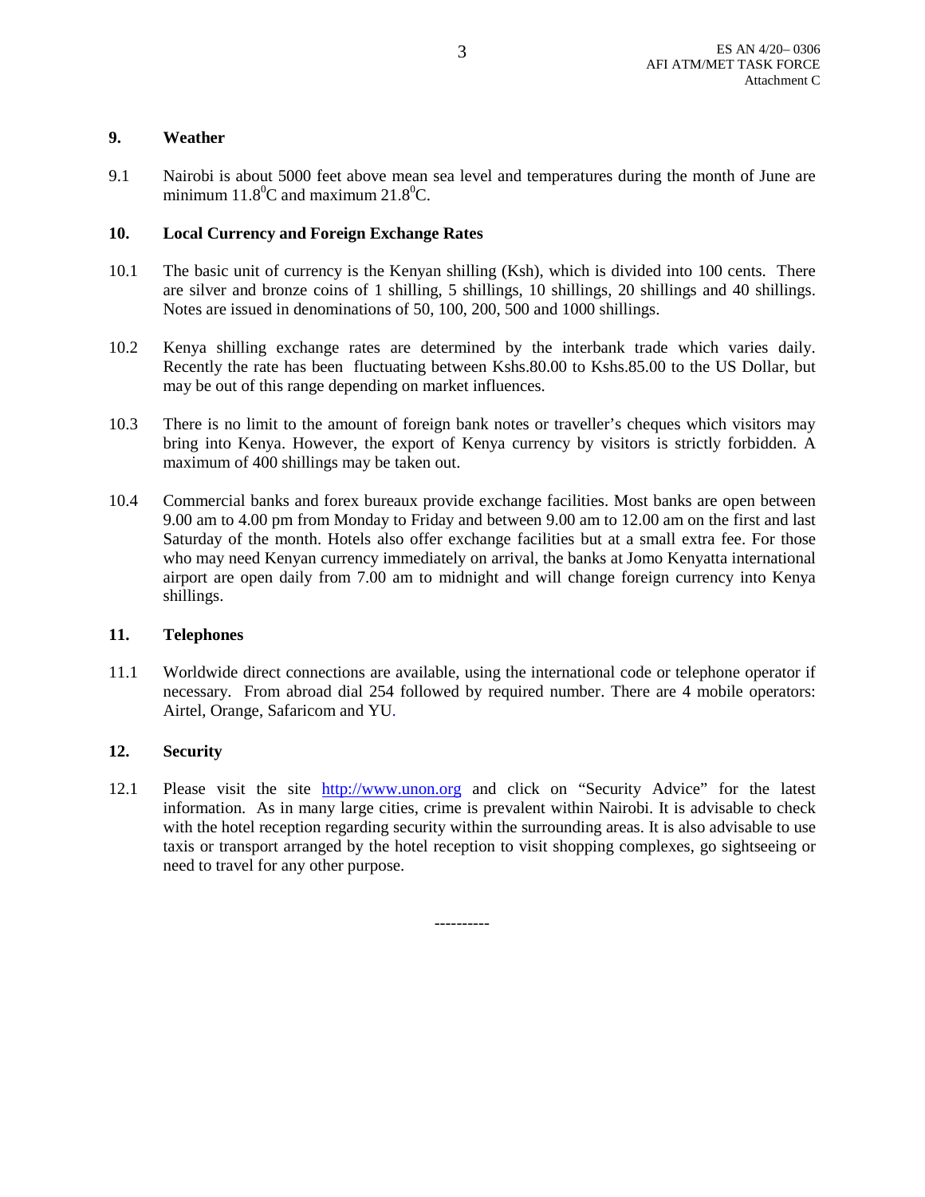## 9. Weather

9.1 Nairobi is about 5000 feet above mean sea level and temperatures during the month of June are minimum $11.8^0$C and maximum $21.8^0$C.

## 10. Local Currency and Foreign Exchange Rates

10.1 The basic unit of currency is the Kenyan shilling (Ksh), which is divided into 100 cents. There are silver and bronze coins of 1 shilling, 5 shillings, 10 shillings, 20 shillings and 40 shillings. Notes are issued in denominations of 50, 100, 200, 500 and 1000 shillings.

10.2 Kenya shilling exchange rates are determined by the interbank trade which varies daily. Recently the rate has been fluctuating between Kshs.80.00 to Kshs.85.00 to the US Dollar, but may be out of this range depending on market influences.

10.3 There is no limit to the amount of foreign bank notes or traveller's cheques which visitors may bring into Kenya. However, the export of Kenya currency by visitors is strictly forbidden. A maximum of 400 shillings may be taken out.

10.4 Commercial banks and forex bureaux provide exchange facilities. Most banks are open between 9.00 am to 4.00 pm from Monday to Friday and between 9.00 am to 12.00 am on the first and last Saturday of the month. Hotels also offer exchange facilities but at a small extra fee. For those who may need Kenyan currency immediately on arrival, the banks at Jomo Kenyatta international airport are open daily from 7.00 am to midnight and will change foreign currency into Kenya shillings.

## 11. Telephones

11.1 Worldwide direct connections are available, using the international code or telephone operator if necessary. From abroad dial 254 followed by required number. There are 4 mobile operators: Airtel, Orange, Safaricom and YU.

## 12. Security

12.1 Please visit the site http://www.unon.org and click on "Security Advice" for the latest information. As in many large cities, crime is prevalent within Nairobi. It is advisable to check with the hotel reception regarding security within the surrounding areas. It is also advisable to use taxis or transport arranged by the hotel reception to visit shopping complexes, go sightseeing or need to travel for any other purpose.

----------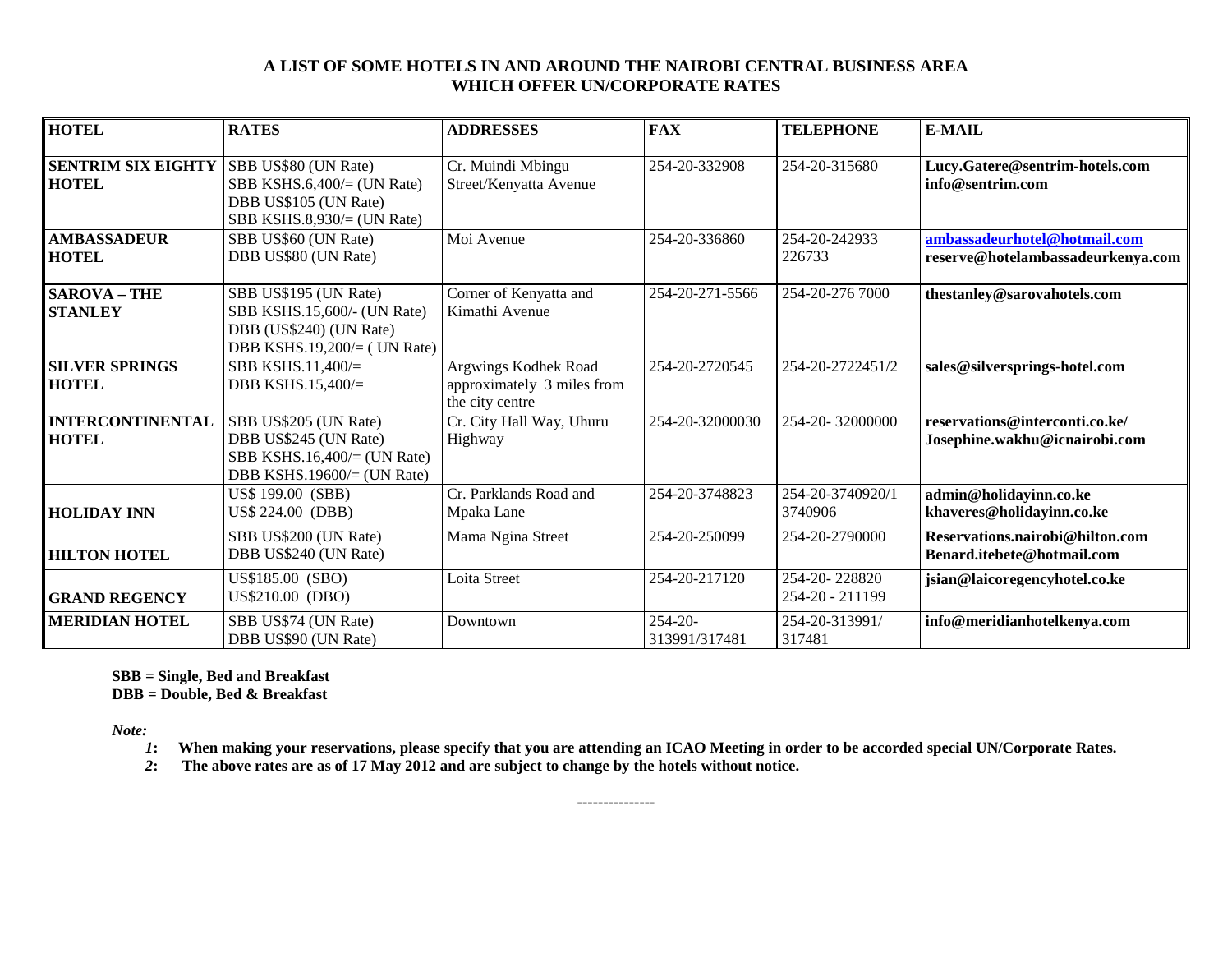**A LIST OF SOME HOTELS IN AND AROUND THE NAIROBI CENTRAL BUSINESS AREA WHICH OFFER UN/CORPORATE RATES**

| HOTEL | RATES | ADDRESSES | FAX | TELEPHONE | E-MAIL |
|---|---|---|---|---|---|
| **SENTRIM SIX EIGHTY HOTEL** | SBB US$80 (UN Rate)<br>SBB KSHS.6,400/= (UN Rate)<br>DBB US$105 (UN Rate)<br>SBB KSHS.8,930/= (UN Rate) | Cr. Muindi Mbingu Street/Kenyatta Avenue | 254-20-332908 | 254-20-315680 | **Lucy.Gatere@sentrim-hotels.com**<br>**info@sentrim.com** |
| **AMBASSADEUR HOTEL** | SBB US$60 (UN Rate)<br>DBB US$80 (UN Rate) | Moi Avenue | 254-20-336860 | 254-20-242933<br>226733 | **ambassadeurhotel@hotmail.com**<br>**reserve@hotelambassadeurkenya.com** |
| **SAROVA – THE STANLEY** | SBB US$195 (UN Rate)<br>SBB KSHS.15,600/- (UN Rate)<br>DBB (US$240) (UN Rate)<br>DBB KSHS.19,200/= ( UN Rate) | Corner of Kenyatta and Kimathi Avenue | 254-20-271-5566 | 254-20-276 7000 | **thestanley@sarovahotels.com** |
| **SILVER SPRINGS HOTEL** | SBB KSHS.11,400/=<br>DBB KSHS.15,400/= | Argwings Kodhek Road approximately 3 miles from the city centre | 254-20-2720545 | 254-20-2722451/2 | **sales@silversprings-hotel.com** |
| **INTERCONTINENTAL HOTEL** | SBB US$205 (UN Rate)<br>DBB US$245 (UN Rate)<br>SBB KSHS.16,400/= (UN Rate)<br>DBB KSHS.19600/= (UN Rate) | Cr. City Hall Way, Uhuru Highway | 254-20-32000030 | 254-20- 32000000 | **reservations@interconti.co.ke/**<br>**Josephine.wakhu@icnairobi.com** |
| **HOLIDAY INN** | US$ 199.00 (SBB)<br>US$ 224.00 (DBB) | Cr. Parklands Road and Mpaka Lane | 254-20-3748823 | 254-20-3740920/1<br>3740906 | **admin@holidayinn.co.ke**<br>**khaveres@holidayinn.co.ke** |
| **HILTON HOTEL** | SBB US$200 (UN Rate)<br>DBB US$240 (UN Rate) | Mama Ngina Street | 254-20-250099 | 254-20-2790000 | **Reservations.nairobi@hilton.com**<br>**Benard.itebete@hotmail.com** |
| **GRAND REGENCY** | US$185.00 (SBO)<br>US$210.00 (DBO) | Loita Street | 254-20-217120 | 254-20- 228820<br>254-20 - 211199 | **jsian@laicoregencyhotel.co.ke** |
| **MERIDIAN HOTEL** | SBB US$74 (UN Rate)<br>DBB US$90 (UN Rate) | Downtown | 254-20-313991/317481 | 254-20-313991/<br>317481 | **info@meridianhotelkenya.com** |

**SBB = Single, Bed and Breakfast**
**DBB = Double, Bed & Breakfast**

*Note:*

*1*: **When making your reservations, please specify that you are attending an ICAO Meeting in order to be accorded special UN/Corporate Rates.**

*2*: **The above rates are as of 17 May 2012 and are subject to change by the hotels without notice.**

---------------